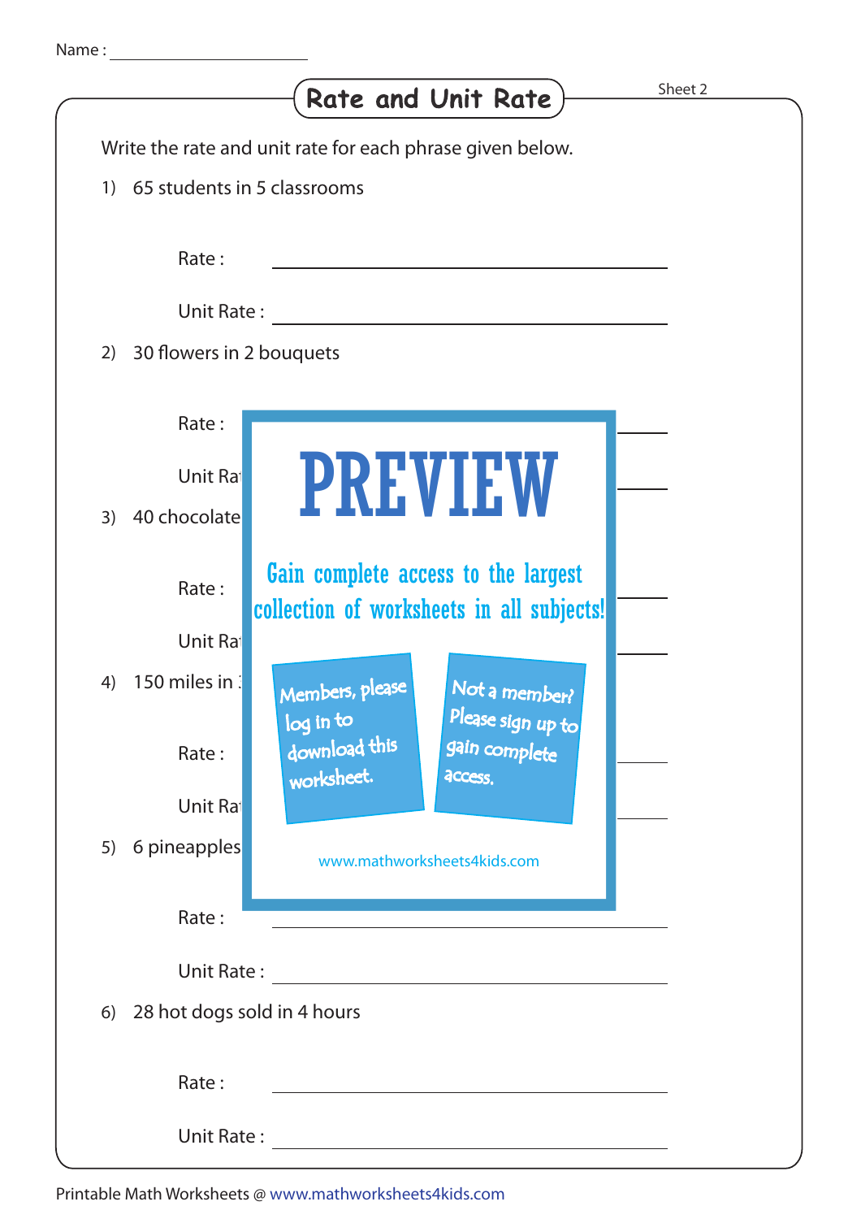Name : ____________________

# Rate and Unit Rate

Sheet 2

Write the rate and unit rate for each phrase given below.

1) 65 students in 5 classrooms

Rate : ______________________

Unit Rate : ______________________

2) 30 flowers in 2 bouquets

Rate : ______________________

Unit Ra

3) 40 chocolate

Rate :

Unit Ra

4) 150 miles in

Rate :

Unit Ra

5) 6 pineapples

Rate : ______________________

Unit Rate : ______________________

6) 28 hot dogs sold in 4 hours

Rate : ______________________

Unit Rate : ______________________

**PREVIEW**

Gain complete access to the largest collection of worksheets in all subjects!

Members, please log in to download this worksheet.

Not a member? Please sign up to gain complete access.

www.mathworksheets4kids.com

Printable Math Worksheets @ www.mathworksheets4kids.com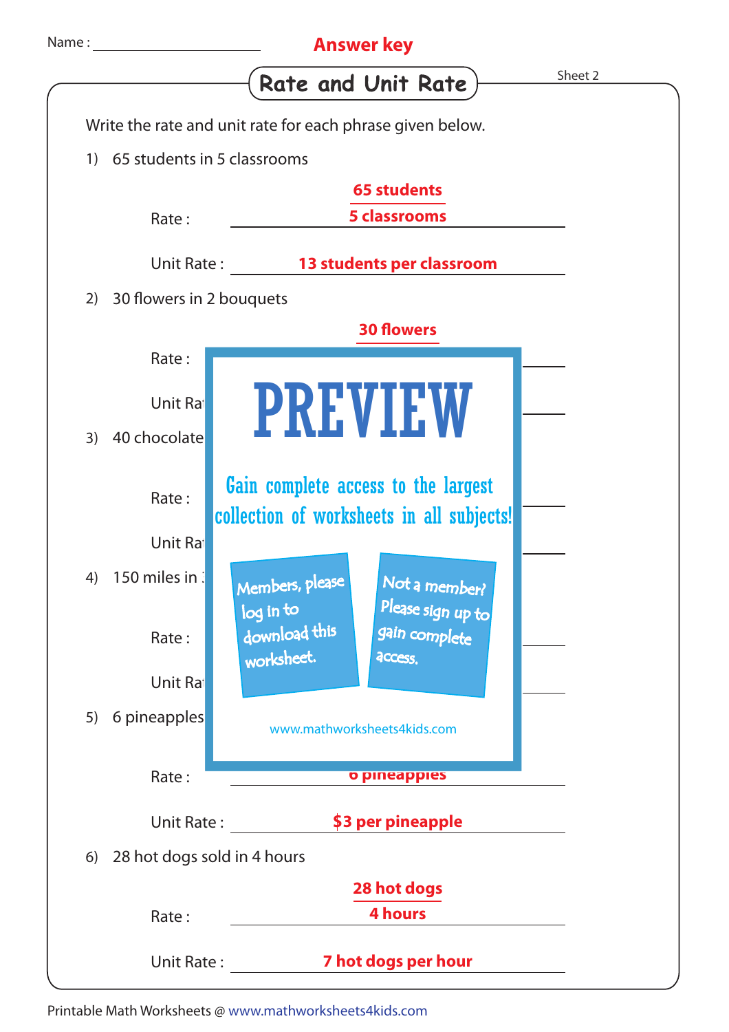Name : ____________________

**Answer key**

# Rate and Unit Rate

Sheet 2

Write the rate and unit rate for each phrase given below.

1) 65 students in 5 classrooms

Rate : $\frac{\text{65 students}}{\text{5 classrooms}}$

Unit Rate : **13 students per classroom**

2) 30 flowers in 2 bouquets

Rate : **30 flowers**

Unit Ra

3) 40 chocolate

Rate :

Unit Ra

4) 150 miles in

Rate :

Unit Ra

5) 6 pineapples

PREVIEW

Gain complete access to the largest collection of worksheets in all subjects!

Members, please log in to download this worksheet.

Not a member? Please sign up to gain complete access.

www.mathworksheets4kids.com

Rate : **6 pineapples**

Unit Rate : **$3 per pineapple**

6) 28 hot dogs sold in 4 hours

Rate : $\frac{\text{28 hot dogs}}{\text{4 hours}}$

Unit Rate : **7 hot dogs per hour**

Printable Math Worksheets @ www.mathworksheets4kids.com